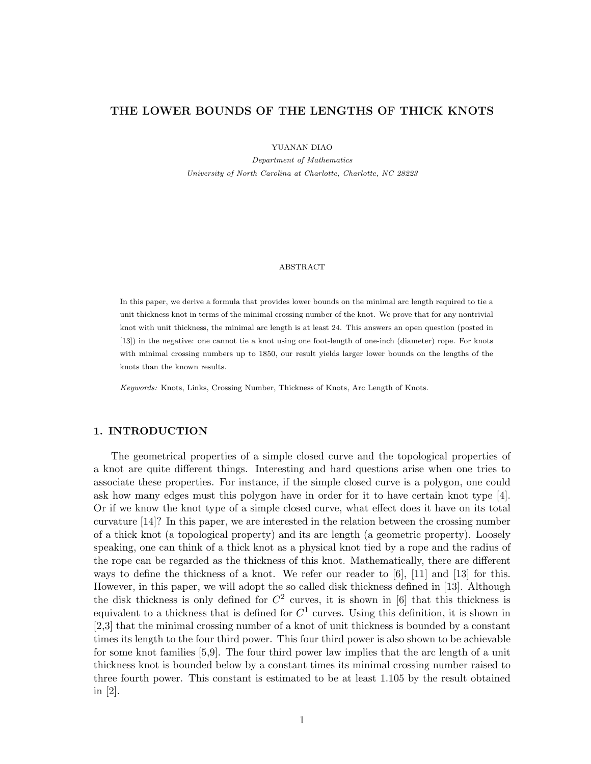# THE LOWER BOUNDS OF THE LENGTHS OF THICK KNOTS

YUANAN DIAO

*Department of Mathematics*

*University of North Carolina at Charlotte, Charlotte, NC 28223*

ABSTRACT

In this paper, we derive a formula that provides lower bounds on the minimal arc length required to tie a unit thickness knot in terms of the minimal crossing number of the knot. We prove that for any nontrivial knot with unit thickness, the minimal arc length is at least 24. This answers an open question (posted in [13]) in the negative: one cannot tie a knot using one foot-length of one-inch (diameter) rope. For knots with minimal crossing numbers up to 1850, our result yields larger lower bounds on the lengths of the knots than the known results.

*Keywords:* Knots, Links, Crossing Number, Thickness of Knots, Arc Length of Knots.

## 1. INTRODUCTION

The geometrical properties of a simple closed curve and the topological properties of a knot are quite different things. Interesting and hard questions arise when one tries to associate these properties. For instance, if the simple closed curve is a polygon, one could ask how many edges must this polygon have in order for it to have certain knot type [4]. Or if we know the knot type of a simple closed curve, what effect does it have on its total curvature [14]? In this paper, we are interested in the relation between the crossing number of a thick knot (a topological property) and its arc length (a geometric property). Loosely speaking, one can think of a thick knot as a physical knot tied by a rope and the radius of the rope can be regarded as the thickness of this knot. Mathematically, there are different ways to define the thickness of a knot. We refer our reader to [6], [11] and [13] for this. However, in this paper, we will adopt the so called disk thickness defined in [13]. Although the disk thickness is only defined for $C^2$ curves, it is shown in [6] that this thickness is equivalent to a thickness that is defined for $C^1$ curves. Using this definition, it is shown in [2,3] that the minimal crossing number of a knot of unit thickness is bounded by a constant times its length to the four third power. This four third power is also shown to be achievable for some knot families [5,9]. The four third power law implies that the arc length of a unit thickness knot is bounded below by a constant times its minimal crossing number raised to three fourth power. This constant is estimated to be at least 1.105 by the result obtained in [2].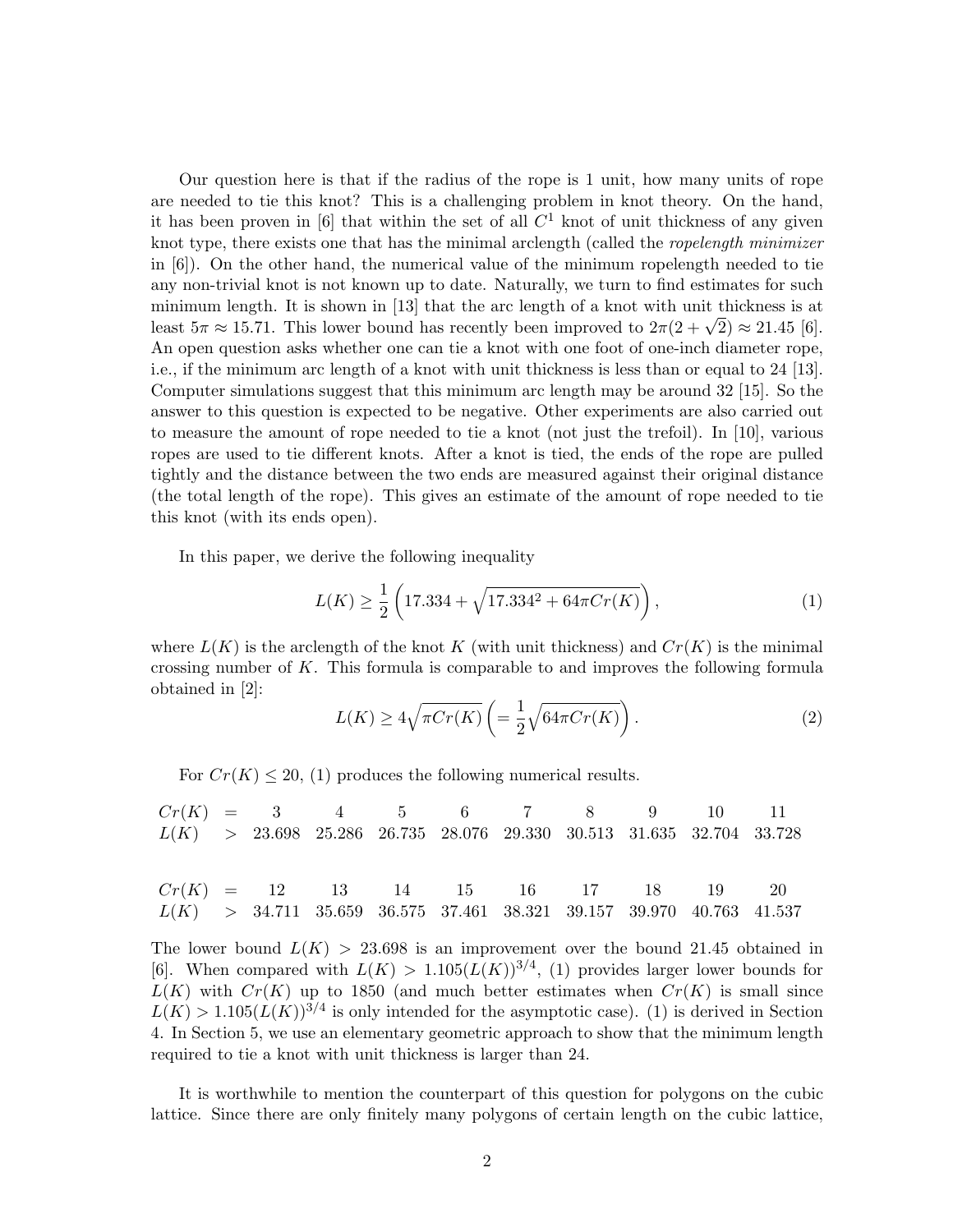Our question here is that if the radius of the rope is 1 unit, how many units of rope are needed to tie this knot? This is a challenging problem in knot theory. On the hand, it has been proven in [6] that within the set of all $C^1$ knot of unit thickness of any given knot type, there exists one that has the minimal arclength (called the *ropelength minimizer* in [6]). On the other hand, the numerical value of the minimum ropelength needed to tie any non-trivial knot is not known up to date. Naturally, we turn to find estimates for such minimum length. It is shown in [13] that the arc length of a knot with unit thickness is at least $5\pi \approx 15.71$. This lower bound has recently been improved to $2\pi(2+\sqrt{2}) \approx 21.45$ [6]. An open question asks whether one can tie a knot with one foot of one-inch diameter rope, i.e., if the minimum arc length of a knot with unit thickness is less than or equal to 24 [13]. Computer simulations suggest that this minimum arc length may be around 32 [15]. So the answer to this question is expected to be negative. Other experiments are also carried out to measure the amount of rope needed to tie a knot (not just the trefoil). In [10], various ropes are used to tie different knots. After a knot is tied, the ends of the rope are pulled tightly and the distance between the two ends are measured against their original distance (the total length of the rope). This gives an estimate of the amount of rope needed to tie this knot (with its ends open).

In this paper, we derive the following inequality

$$L(K) \geq \frac{1}{2}\left(17.334 + \sqrt{17.334^2 + 64\pi Cr(K)}\right), \tag{1}$$

where $L(K)$ is the arclength of the knot $K$ (with unit thickness) and $Cr(K)$ is the minimal crossing number of $K$. This formula is comparable to and improves the following formula obtained in [2]:

$$L(K) \geq 4\sqrt{\pi Cr(K)} \left(= \frac{1}{2}\sqrt{64\pi Cr(K)}\right). \tag{2}$$

For $Cr(K) \leq 20$, (1) produces the following numerical results.

| $Cr(K)$ | = | 3 | 4 | 5 | 6 | 7 | 8 | 9 | 10 | 11 |
|---|---|---|---|---|---|---|---|---|---|---|
| $L(K)$ | > | 23.698 | 25.286 | 26.735 | 28.076 | 29.330 | 30.513 | 31.635 | 32.704 | 33.728 |

| $Cr(K)$ | = | 12 | 13 | 14 | 15 | 16 | 17 | 18 | 19 | 20 |
|---|---|---|---|---|---|---|---|---|---|---|
| $L(K)$ | > | 34.711 | 35.659 | 36.575 | 37.461 | 38.321 | 39.157 | 39.970 | 40.763 | 41.537 |

The lower bound $L(K) > 23.698$ is an improvement over the bound 21.45 obtained in [6]. When compared with $L(K) > 1.105(L(K))^{3/4}$, (1) provides larger lower bounds for $L(K)$ with $Cr(K)$ up to 1850 (and much better estimates when $Cr(K)$ is small since $L(K) > 1.105(L(K))^{3/4}$ is only intended for the asymptotic case). (1) is derived in Section 4. In Section 5, we use an elementary geometric approach to show that the minimum length required to tie a knot with unit thickness is larger than 24.

It is worthwhile to mention the counterpart of this question for polygons on the cubic lattice. Since there are only finitely many polygons of certain length on the cubic lattice,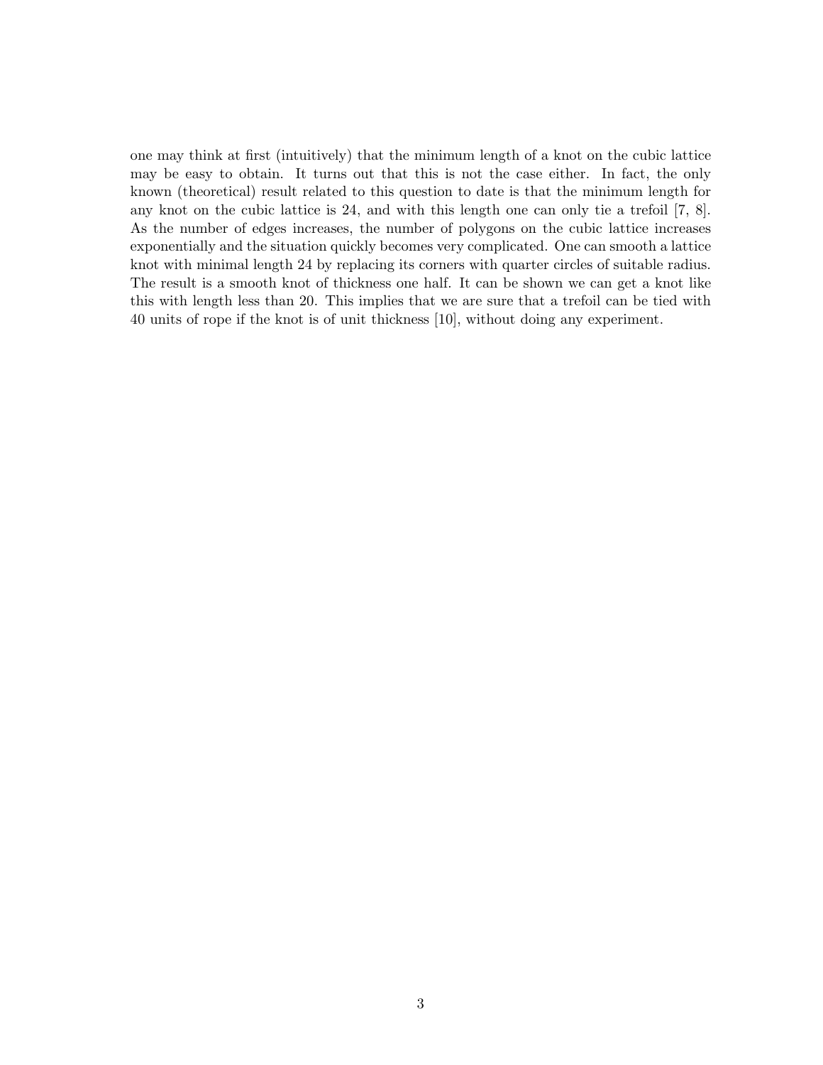one may think at first (intuitively) that the minimum length of a knot on the cubic lattice may be easy to obtain. It turns out that this is not the case either. In fact, the only known (theoretical) result related to this question to date is that the minimum length for any knot on the cubic lattice is 24, and with this length one can only tie a trefoil [7, 8]. As the number of edges increases, the number of polygons on the cubic lattice increases exponentially and the situation quickly becomes very complicated. One can smooth a lattice knot with minimal length 24 by replacing its corners with quarter circles of suitable radius. The result is a smooth knot of thickness one half. It can be shown we can get a knot like this with length less than 20. This implies that we are sure that a trefoil can be tied with 40 units of rope if the knot is of unit thickness [10], without doing any experiment.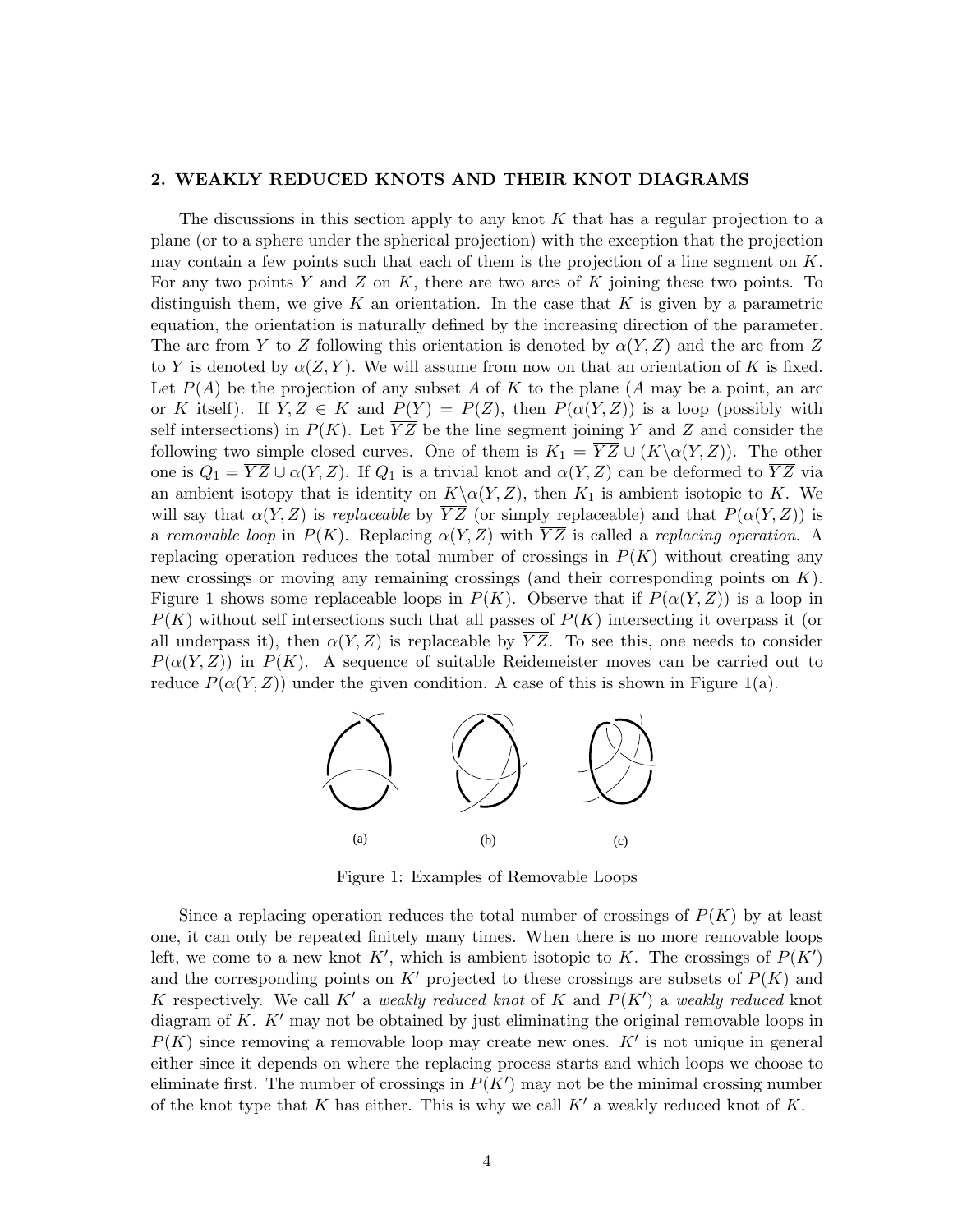## 2. WEAKLY REDUCED KNOTS AND THEIR KNOT DIAGRAMS

The discussions in this section apply to any knot $K$ that has a regular projection to a plane (or to a sphere under the spherical projection) with the exception that the projection may contain a few points such that each of them is the projection of a line segment on $K$. For any two points $Y$ and $Z$ on $K$, there are two arcs of $K$ joining these two points. To distinguish them, we give $K$ an orientation. In the case that $K$ is given by a parametric equation, the orientation is naturally defined by the increasing direction of the parameter. The arc from $Y$ to $Z$ following this orientation is denoted by $\alpha(Y, Z)$ and the arc from $Z$ to $Y$ is denoted by $\alpha(Z, Y)$. We will assume from now on that an orientation of $K$ is fixed. Let $P(A)$ be the projection of any subset $A$ of $K$ to the plane ($A$ may be a point, an arc or $K$ itself). If $Y, Z \in K$ and $P(Y) = P(Z)$, then $P(\alpha(Y, Z))$ is a loop (possibly with self intersections) in $P(K)$. Let $\overline{YZ}$ be the line segment joining $Y$ and $Z$ and consider the following two simple closed curves. One of them is $K_1 = \overline{YZ} \cup (K \backslash \alpha(Y, Z))$. The other one is $Q_1 = \overline{YZ} \cup \alpha(Y, Z)$. If $Q_1$ is a trivial knot and $\alpha(Y, Z)$ can be deformed to $\overline{YZ}$ via an ambient isotopy that is identity on $K \backslash \alpha(Y, Z)$, then $K_1$ is ambient isotopic to $K$. We will say that $\alpha(Y, Z)$ is *replaceable* by $\overline{YZ}$ (or simply replaceable) and that $P(\alpha(Y, Z))$ is a *removable loop* in $P(K)$. Replacing $\alpha(Y, Z)$ with $\overline{YZ}$ is called a *replacing operation*. A replacing operation reduces the total number of crossings in $P(K)$ without creating any new crossings or moving any remaining crossings (and their corresponding points on $K$). Figure 1 shows some replaceable loops in $P(K)$. Observe that if $P(\alpha(Y, Z))$ is a loop in $P(K)$ without self intersections such that all passes of $P(K)$ intersecting it overpass it (or all underpass it), then $\alpha(Y, Z)$ is replaceable by $\overline{YZ}$. To see this, one needs to consider $P(\alpha(Y, Z))$ in $P(K)$. A sequence of suitable Reidemeister moves can be carried out to reduce $P(\alpha(Y, Z))$ under the given condition. A case of this is shown in Figure 1(a).

(a) (b) (c)

Figure 1: Examples of Removable Loops

Since a replacing operation reduces the total number of crossings of $P(K)$ by at least one, it can only be repeated finitely many times. When there is no more removable loops left, we come to a new knot $K'$, which is ambient isotopic to $K$. The crossings of $P(K')$ and the corresponding points on $K'$ projected to these crossings are subsets of $P(K)$ and $K$ respectively. We call $K'$ a *weakly reduced knot* of $K$ and $P(K')$ a *weakly reduced* knot diagram of $K$. $K'$ may not be obtained by just eliminating the original removable loops in $P(K)$ since removing a removable loop may create new ones. $K'$ is not unique in general either since it depends on where the replacing process starts and which loops we choose to eliminate first. The number of crossings in $P(K')$ may not be the minimal crossing number of the knot type that $K$ has either. This is why we call $K'$ a weakly reduced knot of $K$.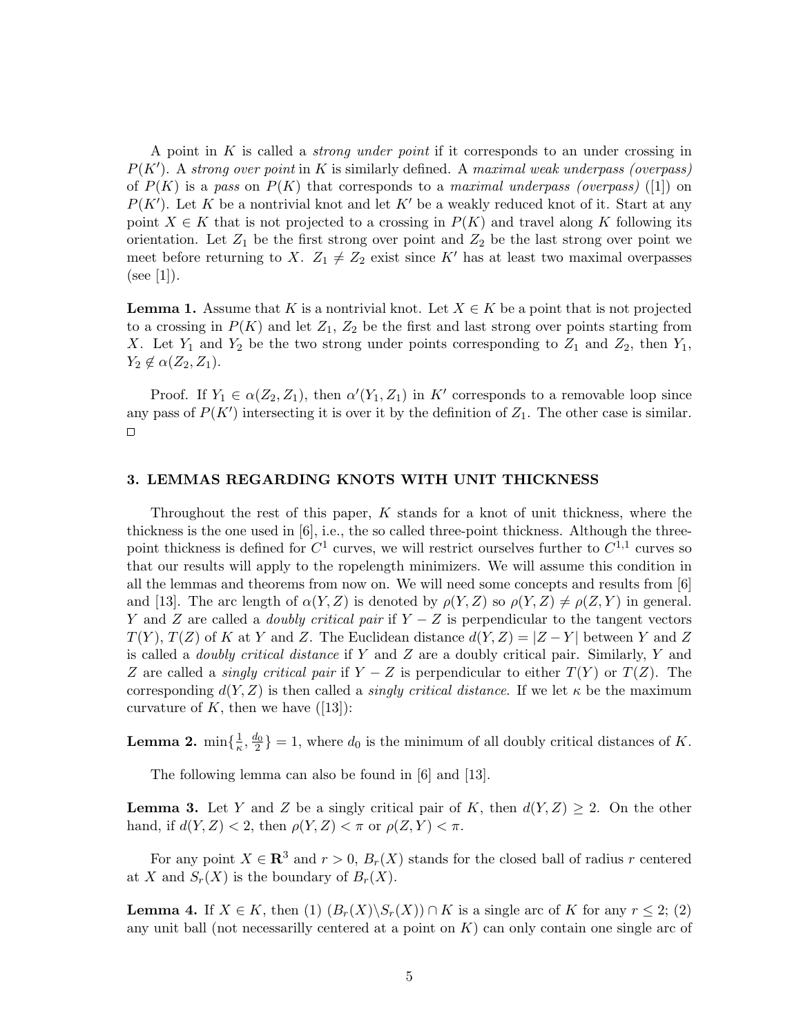A point in $K$ is called a *strong under point* if it corresponds to an under crossing in $P(K')$. A *strong over point* in $K$ is similarly defined. A *maximal weak underpass (overpass)* of $P(K)$ is a *pass* on $P(K)$ that corresponds to a *maximal underpass (overpass)* ([1]) on $P(K')$. Let $K$ be a nontrivial knot and let $K'$ be a weakly reduced knot of it. Start at any point $X \in K$ that is not projected to a crossing in $P(K)$ and travel along $K$ following its orientation. Let $Z_1$ be the first strong over point and $Z_2$ be the last strong over point we meet before returning to $X$. $Z_1 \neq Z_2$ exist since $K'$ has at least two maximal overpasses (see [1]).

**Lemma 1.** Assume that $K$ is a nontrivial knot. Let $X \in K$ be a point that is not projected to a crossing in $P(K)$ and let $Z_1$, $Z_2$ be the first and last strong over points starting from $X$. Let $Y_1$ and $Y_2$ be the two strong under points corresponding to $Z_1$ and $Z_2$, then $Y_1$, $Y_2 \notin \alpha(Z_2, Z_1)$.

Proof. If $Y_1 \in \alpha(Z_2, Z_1)$, then $\alpha'(Y_1, Z_1)$ in $K'$ corresponds to a removable loop since any pass of $P(K')$ intersecting it is over it by the definition of $Z_1$. The other case is similar. □

## 3. LEMMAS REGARDING KNOTS WITH UNIT THICKNESS

Throughout the rest of this paper, $K$ stands for a knot of unit thickness, where the thickness is the one used in [6], i.e., the so called three-point thickness. Although the three-point thickness is defined for $C^1$ curves, we will restrict ourselves further to $C^{1,1}$ curves so that our results will apply to the ropelength minimizers. We will assume this condition in all the lemmas and theorems from now on. We will need some concepts and results from [6] and [13]. The arc length of $\alpha(Y, Z)$ is denoted by $\rho(Y, Z)$ so $\rho(Y, Z) \neq \rho(Z, Y)$ in general. $Y$ and $Z$ are called a *doubly critical pair* if $Y - Z$ is perpendicular to the tangent vectors $T(Y)$, $T(Z)$ of $K$ at $Y$ and $Z$. The Euclidean distance $d(Y, Z) = |Z - Y|$ between $Y$ and $Z$ is called a *doubly critical distance* if $Y$ and $Z$ are a doubly critical pair. Similarly, $Y$ and $Z$ are called a *singly critical pair* if $Y - Z$ is perpendicular to either $T(Y)$ or $T(Z)$. The corresponding $d(Y, Z)$ is then called a *singly critical distance*. If we let $\kappa$ be the maximum curvature of $K$, then we have ([13]):

**Lemma 2.** $\min\{\frac{1}{\kappa}, \frac{d_0}{2}\} = 1$, where $d_0$ is the minimum of all doubly critical distances of $K$.

The following lemma can also be found in [6] and [13].

**Lemma 3.** Let $Y$ and $Z$ be a singly critical pair of $K$, then $d(Y, Z) \geq 2$. On the other hand, if $d(Y, Z) < 2$, then $\rho(Y, Z) < \pi$ or $\rho(Z, Y) < \pi$.

For any point $X \in \mathbf{R}^3$ and $r > 0$, $B_r(X)$ stands for the closed ball of radius $r$ centered at $X$ and $S_r(X)$ is the boundary of $B_r(X)$.

**Lemma 4.** If $X \in K$, then (1) $(B_r(X) \backslash S_r(X)) \cap K$ is a single arc of $K$ for any $r \leq 2$; (2) any unit ball (not necessarilly centered at a point on $K$) can only contain one single arc of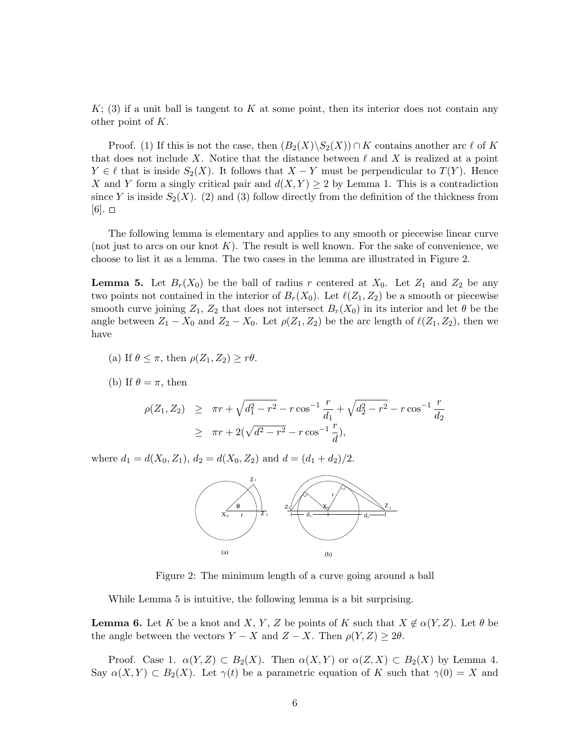$K$; (3) if a unit ball is tangent to $K$ at some point, then its interior does not contain any other point of $K$.

Proof. (1) If this is not the case, then $(B_2(X)\backslash S_2(X)) \cap K$ contains another arc $\ell$ of $K$ that does not include $X$. Notice that the distance between $\ell$ and $X$ is realized at a point $Y \in \ell$ that is inside $S_2(X)$. It follows that $X - Y$ must be perpendicular to $T(Y)$. Hence $X$ and $Y$ form a singly critical pair and $d(X, Y) \geq 2$ by Lemma 1. This is a contradiction since $Y$ is inside $S_2(X)$. (2) and (3) follow directly from the definition of the thickness from [6]. □

The following lemma is elementary and applies to any smooth or piecewise linear curve (not just to arcs on our knot $K$). The result is well known. For the sake of convenience, we choose to list it as a lemma. The two cases in the lemma are illustrated in Figure 2.

**Lemma 5.** Let $B_r(X_0)$ be the ball of radius $r$ centered at $X_0$. Let $Z_1$ and $Z_2$ be any two points not contained in the interior of $B_r(X_0)$. Let $\ell(Z_1, Z_2)$ be a smooth or piecewise smooth curve joining $Z_1$, $Z_2$ that does not intersect $B_r(X_0)$ in its interior and let $\theta$ be the angle between $Z_1 - X_0$ and $Z_2 - X_0$. Let $\rho(Z_1, Z_2)$ be the arc length of $\ell(Z_1, Z_2)$, then we have

(a) If $\theta \leq \pi$, then $\rho(Z_1, Z_2) \geq r\theta$.

(b) If $\theta = \pi$, then

$$\begin{aligned} \rho(Z_1, Z_2) &\geq \pi r + \sqrt{d_1^2 - r^2} - r\cos^{-1}\frac{r}{d_1} + \sqrt{d_2^2 - r^2} - r\cos^{-1}\frac{r}{d_2} \\ &\geq \pi r + 2(\sqrt{d^2 - r^2} - r\cos^{-1}\frac{r}{d}), \end{aligned}$$

where $d_1 = d(X_0, Z_1)$, $d_2 = d(X_0, Z_2)$ and $d = (d_1 + d_2)/2$.

Figure 2: The minimum length of a curve going around a ball

While Lemma 5 is intuitive, the following lemma is a bit surprising.

**Lemma 6.** Let $K$ be a knot and $X$, $Y$, $Z$ be points of $K$ such that $X \notin \alpha(Y, Z)$. Let $\theta$ be the angle between the vectors $Y - X$ and $Z - X$. Then $\rho(Y, Z) \geq 2\theta$.

Proof. Case 1. $\alpha(Y, Z) \subset B_2(X)$. Then $\alpha(X, Y)$ or $\alpha(Z, X) \subset B_2(X)$ by Lemma 4. Say $\alpha(X, Y) \subset B_2(X)$. Let $\gamma(t)$ be a parametric equation of $K$ such that $\gamma(0) = X$ and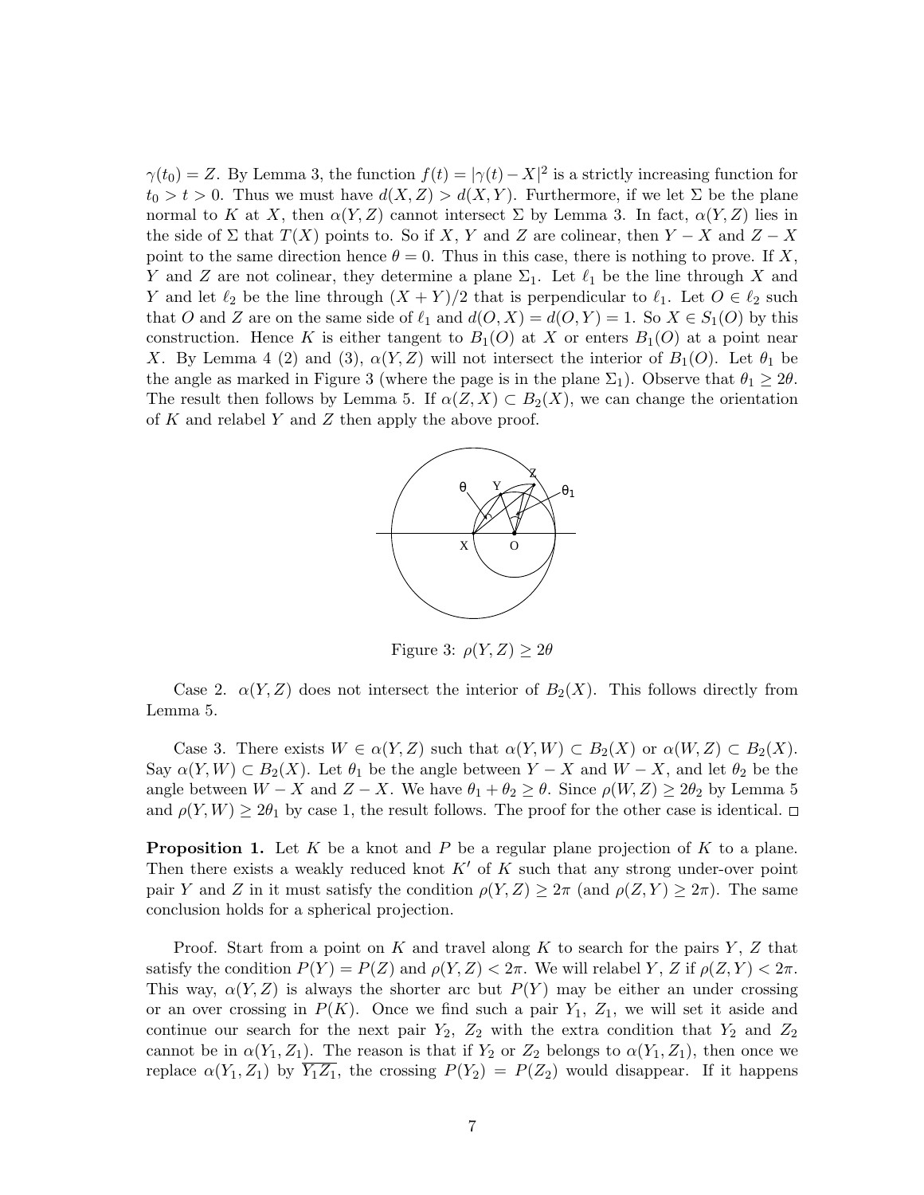$\gamma(t_0) = Z$. By Lemma 3, the function $f(t) = |\gamma(t) - X|^2$ is a strictly increasing function for $t_0 > t > 0$. Thus we must have $d(X, Z) > d(X, Y)$. Furthermore, if we let $\Sigma$ be the plane normal to $K$ at $X$, then $\alpha(Y, Z)$ cannot intersect $\Sigma$ by Lemma 3. In fact, $\alpha(Y, Z)$ lies in the side of $\Sigma$ that $T(X)$ points to. So if $X$, $Y$ and $Z$ are colinear, then $Y - X$ and $Z - X$ point to the same direction hence $\theta = 0$. Thus in this case, there is nothing to prove. If $X$, $Y$ and $Z$ are not colinear, they determine a plane $\Sigma_1$. Let $\ell_1$ be the line through $X$ and $Y$ and let $\ell_2$ be the line through $(X + Y)/2$ that is perpendicular to $\ell_1$. Let $O \in \ell_2$ such that $O$ and $Z$ are on the same side of $\ell_1$ and $d(O, X) = d(O, Y) = 1$. So $X \in S_1(O)$ by this construction. Hence $K$ is either tangent to $B_1(O)$ at $X$ or enters $B_1(O)$ at a point near $X$. By Lemma 4 (2) and (3), $\alpha(Y, Z)$ will not intersect the interior of $B_1(O)$. Let $\theta_1$ be the angle as marked in Figure 3 (where the page is in the plane $\Sigma_1$). Observe that $\theta_1 \geq 2\theta$. The result then follows by Lemma 5. If $\alpha(Z, X) \subset B_2(X)$, we can change the orientation of $K$ and relabel $Y$ and $Z$ then apply the above proof.

Figure 3: $\rho(Y, Z) \geq 2\theta$

Case 2. $\alpha(Y, Z)$ does not intersect the interior of $B_2(X)$. This follows directly from Lemma 5.

Case 3. There exists $W \in \alpha(Y, Z)$ such that $\alpha(Y, W) \subset B_2(X)$ or $\alpha(W, Z) \subset B_2(X)$. Say $\alpha(Y, W) \subset B_2(X)$. Let $\theta_1$ be the angle between $Y - X$ and $W - X$, and let $\theta_2$ be the angle between $W - X$ and $Z - X$. We have $\theta_1 + \theta_2 \geq \theta$. Since $\rho(W, Z) \geq 2\theta_2$ by Lemma 5 and $\rho(Y, W) \geq 2\theta_1$ by case 1, the result follows. The proof for the other case is identical. □

**Proposition 1.** Let $K$ be a knot and $P$ be a regular plane projection of $K$ to a plane. Then there exists a weakly reduced knot $K'$ of $K$ such that any strong under-over point pair $Y$ and $Z$ in it must satisfy the condition $\rho(Y, Z) \geq 2\pi$ (and $\rho(Z, Y) \geq 2\pi$). The same conclusion holds for a spherical projection.

Proof. Start from a point on $K$ and travel along $K$ to search for the pairs $Y$, $Z$ that satisfy the condition $P(Y) = P(Z)$ and $\rho(Y, Z) < 2\pi$. We will relabel $Y$, $Z$ if $\rho(Z, Y) < 2\pi$. This way, $\alpha(Y, Z)$ is always the shorter arc but $P(Y)$ may be either an under crossing or an over crossing in $P(K)$. Once we find such a pair $Y_1$, $Z_1$, we will set it aside and continue our search for the next pair $Y_2$, $Z_2$ with the extra condition that $Y_2$ and $Z_2$ cannot be in $\alpha(Y_1, Z_1)$. The reason is that if $Y_2$ or $Z_2$ belongs to $\alpha(Y_1, Z_1)$, then once we replace $\alpha(Y_1, Z_1)$ by $\overline{Y_1 Z_1}$, the crossing $P(Y_2) = P(Z_2)$ would disappear. If it happens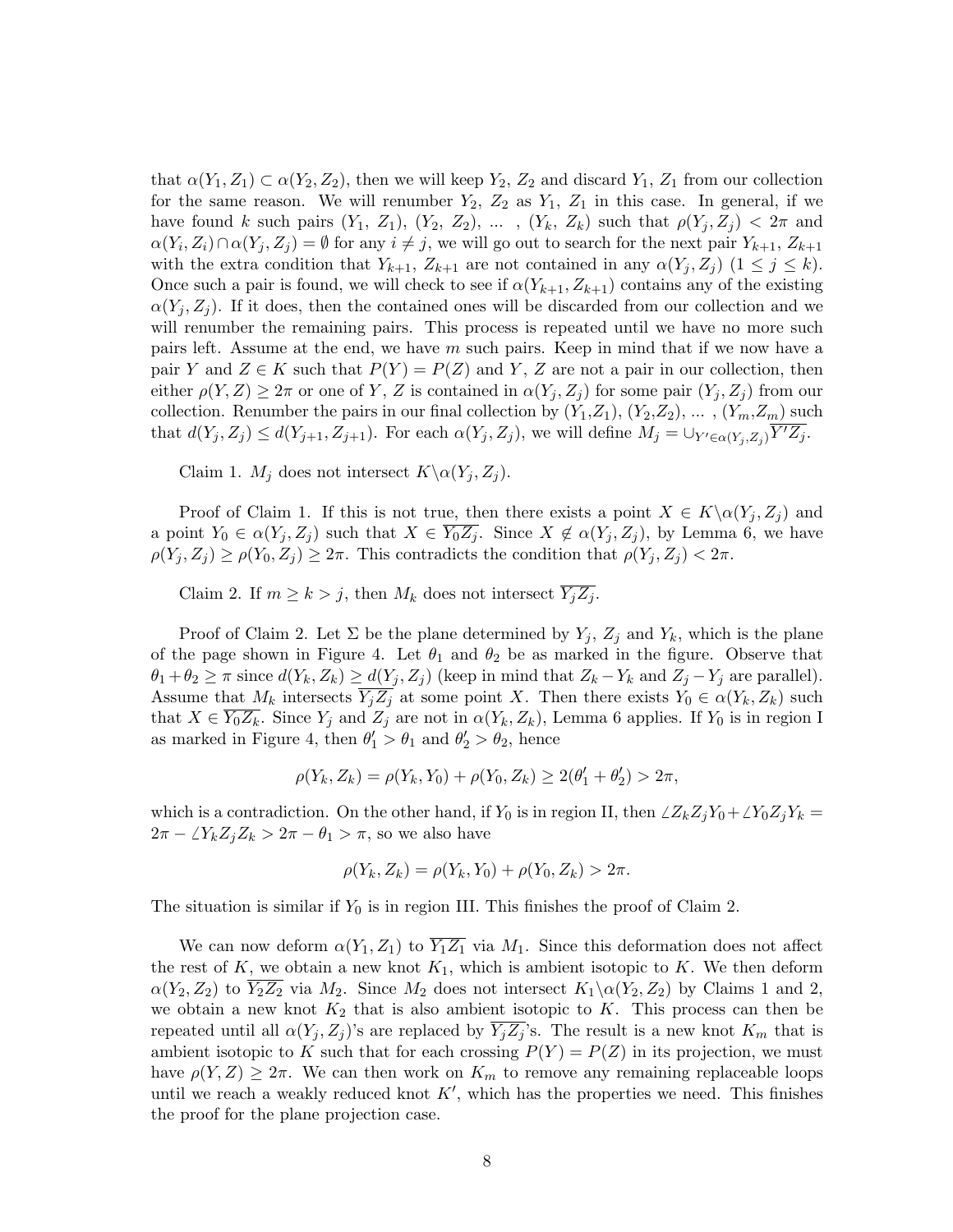that $\alpha(Y_1, Z_1) \subset \alpha(Y_2, Z_2)$, then we will keep $Y_2$, $Z_2$ and discard $Y_1$, $Z_1$ from our collection for the same reason. We will renumber $Y_2$, $Z_2$ as $Y_1$, $Z_1$ in this case. In general, if we have found $k$ such pairs $(Y_1, Z_1)$, $(Y_2, Z_2)$, ... , $(Y_k, Z_k)$ such that $\rho(Y_j, Z_j) < 2\pi$ and $\alpha(Y_i, Z_i) \cap \alpha(Y_j, Z_j) = \emptyset$ for any $i \neq j$, we will go out to search for the next pair $Y_{k+1}, Z_{k+1}$ with the extra condition that $Y_{k+1}$, $Z_{k+1}$ are not contained in any $\alpha(Y_j, Z_j)$ $(1 \leq j \leq k)$. Once such a pair is found, we will check to see if $\alpha(Y_{k+1}, Z_{k+1})$ contains any of the existing $\alpha(Y_j, Z_j)$. If it does, then the contained ones will be discarded from our collection and we will renumber the remaining pairs. This process is repeated until we have no more such pairs left. Assume at the end, we have $m$ such pairs. Keep in mind that if we now have a pair $Y$ and $Z \in K$ such that $P(Y) = P(Z)$ and $Y$, $Z$ are not a pair in our collection, then either $\rho(Y, Z) \geq 2\pi$ or one of $Y$, $Z$ is contained in $\alpha(Y_j, Z_j)$ for some pair $(Y_j, Z_j)$ from our collection. Renumber the pairs in our final collection by $(Y_1,Z_1)$, $(Y_2,Z_2)$, ... , $(Y_m,Z_m)$ such that $d(Y_j, Z_j) \leq d(Y_{j+1}, Z_{j+1})$. For each $\alpha(Y_j, Z_j)$, we will define $M_j = \cup_{Y' \in \alpha(Y_j,Z_j)} \overline{Y'Z_j}$.

Claim 1. $M_j$ does not intersect $K \backslash \alpha(Y_j, Z_j)$.

Proof of Claim 1. If this is not true, then there exists a point $X \in K \backslash \alpha(Y_j, Z_j)$ and a point $Y_0 \in \alpha(Y_j, Z_j)$ such that $X \in \overline{Y_0 Z_j}$. Since $X \notin \alpha(Y_j, Z_j)$, by Lemma 6, we have $\rho(Y_j, Z_j) \geq \rho(Y_0, Z_j) \geq 2\pi$. This contradicts the condition that $\rho(Y_j, Z_j) < 2\pi$.

Claim 2. If $m \geq k > j$, then $M_k$ does not intersect $\overline{Y_j Z_j}$.

Proof of Claim 2. Let $\Sigma$ be the plane determined by $Y_j$, $Z_j$ and $Y_k$, which is the plane of the page shown in Figure 4. Let $\theta_1$ and $\theta_2$ be as marked in the figure. Observe that $\theta_1 + \theta_2 \geq \pi$ since $d(Y_k, Z_k) \geq d(Y_j, Z_j)$ (keep in mind that $Z_k - Y_k$ and $Z_j - Y_j$ are parallel). Assume that $M_k$ intersects $\overline{Y_j Z_j}$ at some point $X$. Then there exists $Y_0 \in \alpha(Y_k, Z_k)$ such that $X \in \overline{Y_0 Z_k}$. Since $Y_j$ and $Z_j$ are not in $\alpha(Y_k, Z_k)$, Lemma 6 applies. If $Y_0$ is in region I as marked in Figure 4, then $\theta_1' > \theta_1$ and $\theta_2' > \theta_2$, hence

$$\rho(Y_k, Z_k) = \rho(Y_k, Y_0) + \rho(Y_0, Z_k) \geq 2(\theta_1' + \theta_2') > 2\pi,$$

which is a contradiction. On the other hand, if $Y_0$ is in region II, then $\angle Z_k Z_j Y_0 + \angle Y_0 Z_j Y_k = 2\pi - \angle Y_k Z_j Z_k > 2\pi - \theta_1 > \pi$, so we also have

$$\rho(Y_k, Z_k) = \rho(Y_k, Y_0) + \rho(Y_0, Z_k) > 2\pi.$$

The situation is similar if $Y_0$ is in region III. This finishes the proof of Claim 2.

We can now deform $\alpha(Y_1, Z_1)$ to $\overline{Y_1 Z_1}$ via $M_1$. Since this deformation does not affect the rest of $K$, we obtain a new knot $K_1$, which is ambient isotopic to $K$. We then deform $\alpha(Y_2, Z_2)$ to $\overline{Y_2 Z_2}$ via $M_2$. Since $M_2$ does not intersect $K_1 \backslash \alpha(Y_2, Z_2)$ by Claims 1 and 2, we obtain a new knot $K_2$ that is also ambient isotopic to $K$. This process can then be repeated until all $\alpha(Y_j, Z_j)$'s are replaced by $\overline{Y_j Z_j}$'s. The result is a new knot $K_m$ that is ambient isotopic to $K$ such that for each crossing $P(Y) = P(Z)$ in its projection, we must have $\rho(Y, Z) \geq 2\pi$. We can then work on $K_m$ to remove any remaining replaceable loops until we reach a weakly reduced knot $K'$, which has the properties we need. This finishes the proof for the plane projection case.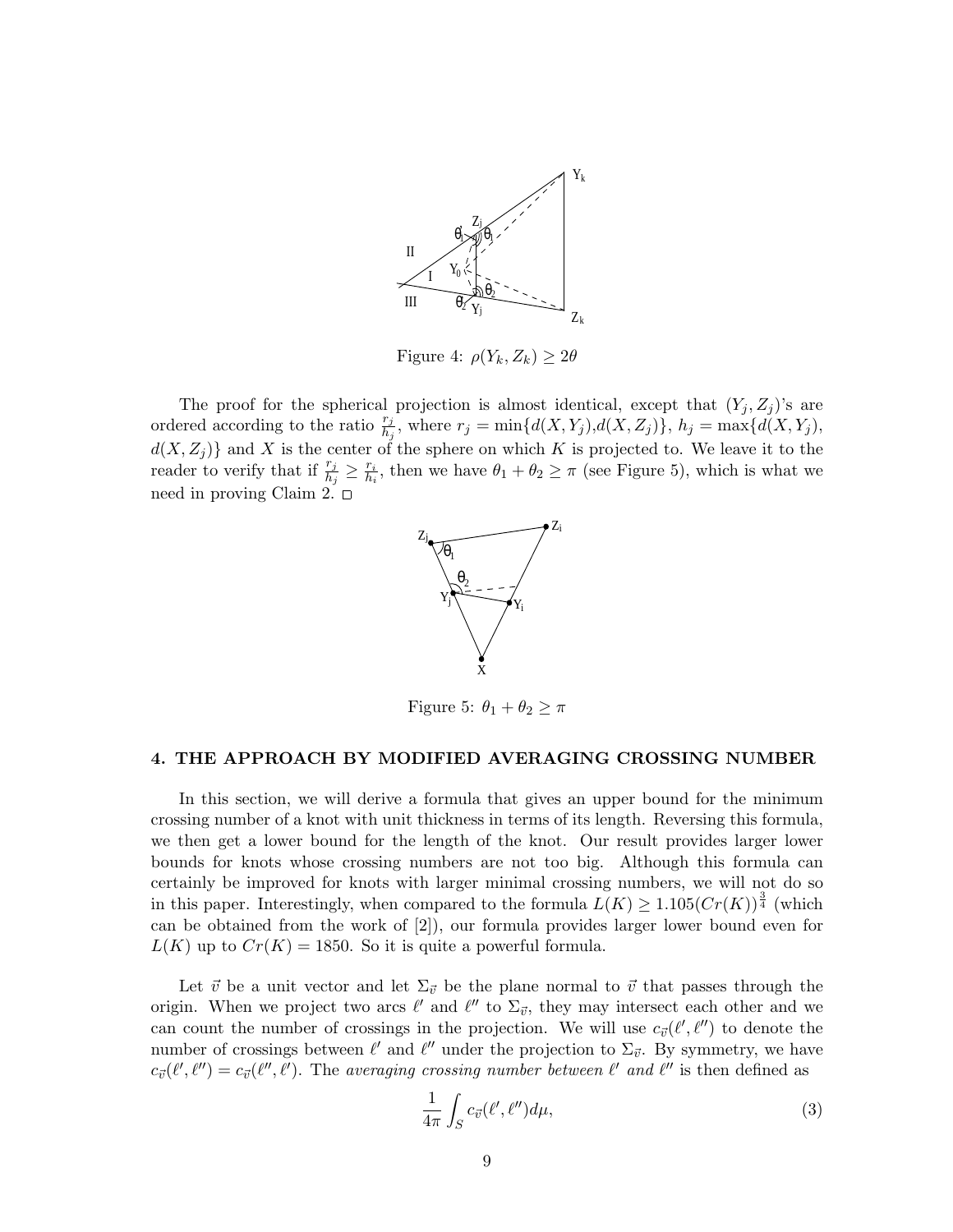Figure 4: $\rho(Y_k, Z_k) \geq 2\theta$

The proof for the spherical projection is almost identical, except that $(Y_j, Z_j)$'s are ordered according to the ratio $\frac{r_j}{h_j}$, where $r_j = \min\{d(X, Y_j), d(X, Z_j)\}$, $h_j = \max\{d(X, Y_j), d(X, Z_j)\}$ and $X$ is the center of the sphere on which $K$ is projected to. We leave it to the reader to verify that if $\frac{r_j}{h_j} \geq \frac{r_i}{h_i}$, then we have $\theta_1 + \theta_2 \geq \pi$ (see Figure 5), which is what we need in proving Claim 2. □

Figure 5: $\theta_1 + \theta_2 \geq \pi$

## 4. THE APPROACH BY MODIFIED AVERAGING CROSSING NUMBER

In this section, we will derive a formula that gives an upper bound for the minimum crossing number of a knot with unit thickness in terms of its length. Reversing this formula, we then get a lower bound for the length of the knot. Our result provides larger lower bounds for knots whose crossing numbers are not too big. Although this formula can certainly be improved for knots with larger minimal crossing numbers, we will not do so in this paper. Interestingly, when compared to the formula $L(K) \geq 1.105(Cr(K))^{\frac{3}{4}}$ (which can be obtained from the work of [2]), our formula provides larger lower bound even for $L(K)$ up to $Cr(K) = 1850$. So it is quite a powerful formula.

Let $\vec{v}$ be a unit vector and let $\Sigma_{\vec{v}}$ be the plane normal to $\vec{v}$ that passes through the origin. When we project two arcs $\ell'$ and $\ell''$ to $\Sigma_{\vec{v}}$, they may intersect each other and we can count the number of crossings in the projection. We will use $c_{\vec{v}}(\ell', \ell'')$ to denote the number of crossings between $\ell'$ and $\ell''$ under the projection to $\Sigma_{\vec{v}}$. By symmetry, we have $c_{\vec{v}}(\ell', \ell'') = c_{\vec{v}}(\ell'', \ell')$. The *averaging crossing number between $\ell'$ and $\ell''$* is then defined as

$$\frac{1}{4\pi} \int_S c_{\vec{v}}(\ell', \ell'') d\mu, \tag{3}$$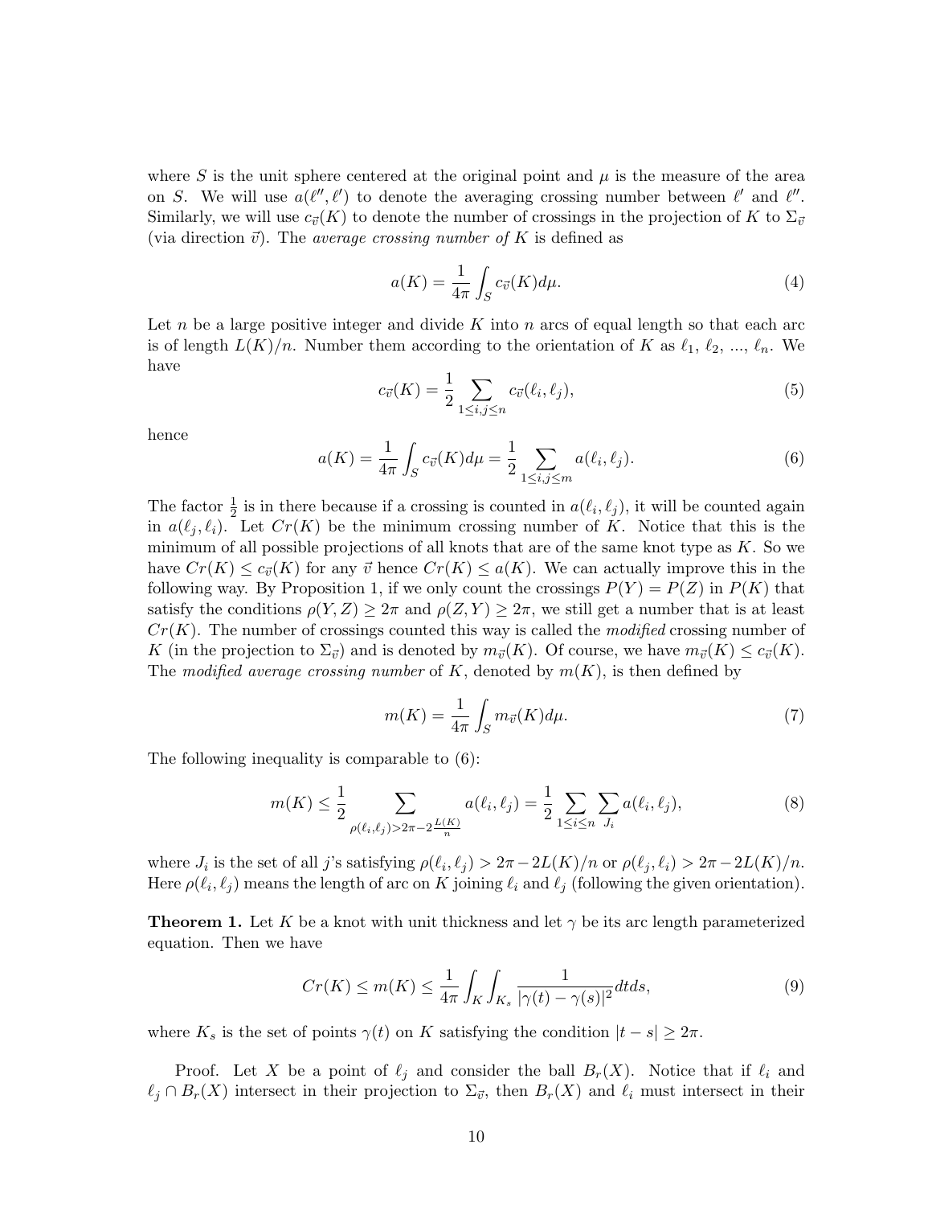where $S$ is the unit sphere centered at the original point and $\mu$ is the measure of the area on $S$. We will use $a(\ell'', \ell')$ to denote the averaging crossing number between $\ell'$ and $\ell''$. Similarly, we will use $c_{\vec{v}}(K)$ to denote the number of crossings in the projection of $K$ to $\Sigma_{\vec{v}}$ (via direction $\vec{v}$). The *average crossing number of* $K$ is defined as

$$a(K) = \frac{1}{4\pi} \int_S c_{\vec{v}}(K) d\mu. \tag{4}$$

Let $n$ be a large positive integer and divide $K$ into $n$ arcs of equal length so that each arc is of length $L(K)/n$. Number them according to the orientation of $K$ as $\ell_1$, $\ell_2$, ..., $\ell_n$. We have

$$c_{\vec{v}}(K) = \frac{1}{2} \sum_{1 \leq i,j \leq n} c_{\vec{v}}(\ell_i, \ell_j), \tag{5}$$

hence

$$a(K) = \frac{1}{4\pi} \int_S c_{\vec{v}}(K) d\mu = \frac{1}{2} \sum_{1 \leq i,j \leq m} a(\ell_i, \ell_j). \tag{6}$$

The factor $\frac{1}{2}$ is in there because if a crossing is counted in $a(\ell_i, \ell_j)$, it will be counted again in $a(\ell_j, \ell_i)$. Let $Cr(K)$ be the minimum crossing number of $K$. Notice that this is the minimum of all possible projections of all knots that are of the same knot type as $K$. So we have $Cr(K) \leq c_{\vec{v}}(K)$ for any $\vec{v}$ hence $Cr(K) \leq a(K)$. We can actually improve this in the following way. By Proposition 1, if we only count the crossings $P(Y) = P(Z)$ in $P(K)$ that satisfy the conditions $\rho(Y, Z) \geq 2\pi$ and $\rho(Z, Y) \geq 2\pi$, we still get a number that is at least $Cr(K)$. The number of crossings counted this way is called the *modified* crossing number of $K$ (in the projection to $\Sigma_{\vec{v}}$) and is denoted by $m_{\vec{v}}(K)$. Of course, we have $m_{\vec{v}}(K) \leq c_{\vec{v}}(K)$. The *modified average crossing number* of $K$, denoted by $m(K)$, is then defined by

$$m(K) = \frac{1}{4\pi} \int_S m_{\vec{v}}(K) d\mu. \tag{7}$$

The following inequality is comparable to (6):

$$m(K) \leq \frac{1}{2} \sum_{\rho(\ell_i, \ell_j) > 2\pi - 2\frac{L(K)}{n}} a(\ell_i, \ell_j) = \frac{1}{2} \sum_{1 \leq i \leq n} \sum_{J_i} a(\ell_i, \ell_j), \tag{8}$$

where $J_i$ is the set of all $j$'s satisfying $\rho(\ell_i, \ell_j) > 2\pi - 2L(K)/n$ or $\rho(\ell_j, \ell_i) > 2\pi - 2L(K)/n$. Here $\rho(\ell_i, \ell_j)$ means the length of arc on $K$ joining $\ell_i$ and $\ell_j$ (following the given orientation).

**Theorem 1.** Let $K$ be a knot with unit thickness and let $\gamma$ be its arc length parameterized equation. Then we have

$$Cr(K) \leq m(K) \leq \frac{1}{4\pi} \int_K \int_{K_s} \frac{1}{|\gamma(t) - \gamma(s)|^2} dt ds, \tag{9}$$

where $K_s$ is the set of points $\gamma(t)$ on $K$ satisfying the condition $|t - s| \geq 2\pi$.

Proof. Let $X$ be a point of $\ell_j$ and consider the ball $B_r(X)$. Notice that if $\ell_i$ and $\ell_j \cap B_r(X)$ intersect in their projection to $\Sigma_{\vec{v}}$, then $B_r(X)$ and $\ell_i$ must intersect in their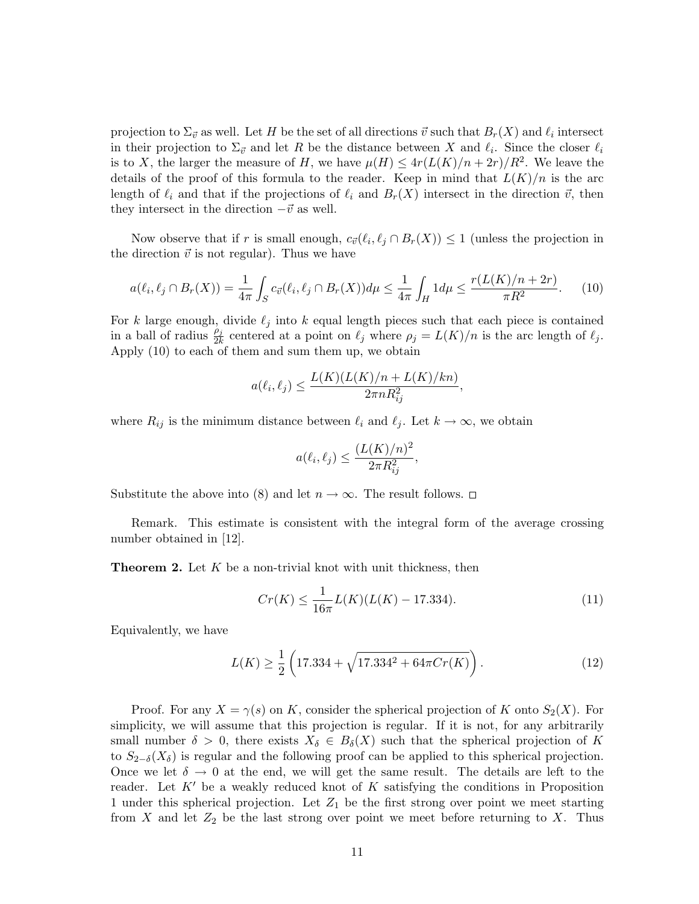projection to $\Sigma_{\vec{v}}$ as well. Let $H$ be the set of all directions $\vec{v}$ such that $B_r(X)$ and $\ell_i$ intersect in their projection to $\Sigma_{\vec{v}}$ and let $R$ be the distance between $X$ and $\ell_i$. Since the closer $\ell_i$ is to $X$, the larger the measure of $H$, we have $\mu(H) \leq 4r(L(K)/n + 2r)/R^2$. We leave the details of the proof of this formula to the reader. Keep in mind that $L(K)/n$ is the arc length of $\ell_i$ and that if the projections of $\ell_i$ and $B_r(X)$ intersect in the direction $\vec{v}$, then they intersect in the direction $-\vec{v}$ as well.

Now observe that if $r$ is small enough, $c_{\vec{v}}(\ell_i, \ell_j \cap B_r(X)) \leq 1$ (unless the projection in the direction $\vec{v}$ is not regular). Thus we have

$$a(\ell_i, \ell_j \cap B_r(X)) = \frac{1}{4\pi} \int_S c_{\vec{v}}(\ell_i, \ell_j \cap B_r(X)) d\mu \leq \frac{1}{4\pi} \int_H 1 d\mu \leq \frac{r(L(K)/n + 2r)}{\pi R^2}. \tag{10}$$

For $k$ large enough, divide $\ell_j$ into $k$ equal length pieces such that each piece is contained in a ball of radius $\frac{\rho_j}{2k}$ centered at a point on $\ell_j$ where $\rho_j = L(K)/n$ is the arc length of $\ell_j$. Apply (10) to each of them and sum them up, we obtain

$$a(\ell_i, \ell_j) \leq \frac{L(K)(L(K)/n + L(K)/kn)}{2\pi n R_{ij}^2},$$

where $R_{ij}$ is the minimum distance between $\ell_i$ and $\ell_j$. Let $k \to \infty$, we obtain

$$a(\ell_i, \ell_j) \leq \frac{(L(K)/n)^2}{2\pi R_{ij}^2},$$

Substitute the above into (8) and let $n \to \infty$. The result follows. □

Remark. This estimate is consistent with the integral form of the average crossing number obtained in [12].

**Theorem 2.** Let $K$ be a non-trivial knot with unit thickness, then

$$Cr(K) \leq \frac{1}{16\pi} L(K)(L(K) - 17.334). \tag{11}$$

Equivalently, we have

$$L(K) \geq \frac{1}{2}\left(17.334 + \sqrt{17.334^2 + 64\pi Cr(K)}\right). \tag{12}$$

Proof. For any $X = \gamma(s)$ on $K$, consider the spherical projection of $K$ onto $S_2(X)$. For simplicity, we will assume that this projection is regular. If it is not, for any arbitrarily small number $\delta > 0$, there exists $X_\delta \in B_\delta(X)$ such that the spherical projection of $K$ to $S_{2-\delta}(X_\delta)$ is regular and the following proof can be applied to this spherical projection. Once we let $\delta \to 0$ at the end, we will get the same result. The details are left to the reader. Let $K'$ be a weakly reduced knot of $K$ satisfying the conditions in Proposition 1 under this spherical projection. Let $Z_1$ be the first strong over point we meet starting from $X$ and let $Z_2$ be the last strong over point we meet before returning to $X$. Thus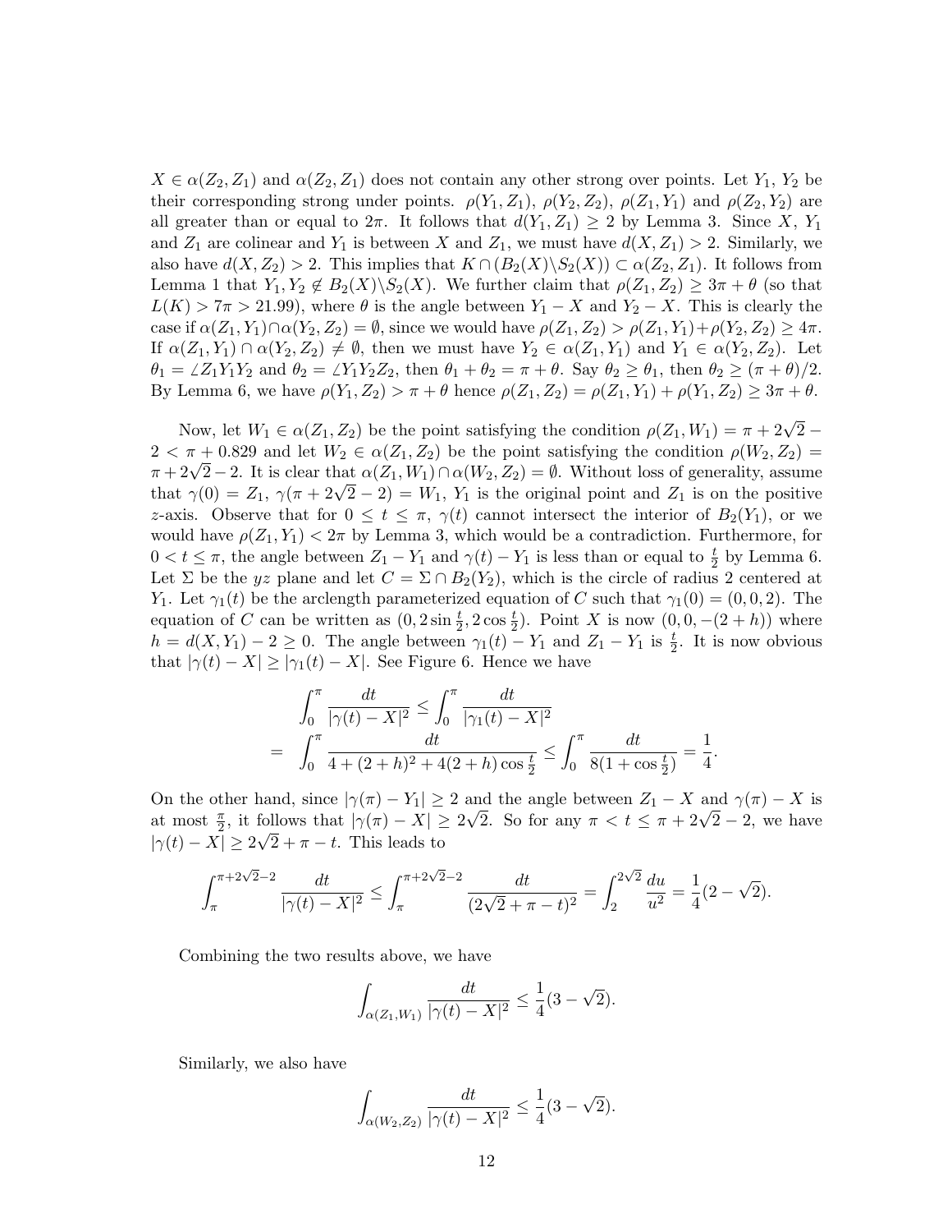$X \in \alpha(Z_2, Z_1)$ and $\alpha(Z_2, Z_1)$ does not contain any other strong over points. Let $Y_1$, $Y_2$ be their corresponding strong under points. $\rho(Y_1, Z_1)$, $\rho(Y_2, Z_2)$, $\rho(Z_1, Y_1)$ and $\rho(Z_2, Y_2)$ are all greater than or equal to $2\pi$. It follows that $d(Y_1, Z_1) \geq 2$ by Lemma 3. Since $X$, $Y_1$ and $Z_1$ are colinear and $Y_1$ is between $X$ and $Z_1$, we must have $d(X, Z_1) > 2$. Similarly, we also have $d(X, Z_2) > 2$. This implies that $K \cap (B_2(X) \backslash S_2(X)) \subset \alpha(Z_2, Z_1)$. It follows from Lemma 1 that $Y_1, Y_2 \notin B_2(X) \backslash S_2(X)$. We further claim that $\rho(Z_1, Z_2) \geq 3\pi + \theta$ (so that $L(K) > 7\pi > 21.99$), where $\theta$ is the angle between $Y_1 - X$ and $Y_2 - X$. This is clearly the case if $\alpha(Z_1, Y_1) \cap \alpha(Y_2, Z_2) = \emptyset$, since we would have $\rho(Z_1, Z_2) > \rho(Z_1, Y_1) + \rho(Y_2, Z_2) \geq 4\pi$. If $\alpha(Z_1, Y_1) \cap \alpha(Y_2, Z_2) \neq \emptyset$, then we must have $Y_2 \in \alpha(Z_1, Y_1)$ and $Y_1 \in \alpha(Y_2, Z_2)$. Let $\theta_1 = \angle Z_1 Y_1 Y_2$ and $\theta_2 = \angle Y_1 Y_2 Z_2$, then $\theta_1 + \theta_2 = \pi + \theta$. Say $\theta_2 \geq \theta_1$, then $\theta_2 \geq (\pi + \theta)/2$. By Lemma 6, we have $\rho(Y_1, Z_2) > \pi + \theta$ hence $\rho(Z_1, Z_2) = \rho(Z_1, Y_1) + \rho(Y_1, Z_2) \geq 3\pi + \theta$.

Now, let $W_1 \in \alpha(Z_1, Z_2)$ be the point satisfying the condition $\rho(Z_1, W_1) = \pi + 2\sqrt{2} - 2 < \pi + 0.829$ and let $W_2 \in \alpha(Z_1, Z_2)$ be the point satisfying the condition $\rho(W_2, Z_2) = \pi + 2\sqrt{2} - 2$. It is clear that $\alpha(Z_1, W_1) \cap \alpha(W_2, Z_2) = \emptyset$. Without loss of generality, assume that $\gamma(0) = Z_1$, $\gamma(\pi + 2\sqrt{2} - 2) = W_1$, $Y_1$ is the original point and $Z_1$ is on the positive $z$-axis. Observe that for $0 \leq t \leq \pi$, $\gamma(t)$ cannot intersect the interior of $B_2(Y_1)$, or we would have $\rho(Z_1, Y_1) < 2\pi$ by Lemma 3, which would be a contradiction. Furthermore, for $0 < t \leq \pi$, the angle between $Z_1 - Y_1$ and $\gamma(t) - Y_1$ is less than or equal to $\frac{t}{2}$ by Lemma 6. Let $\Sigma$ be the $yz$ plane and let $C = \Sigma \cap B_2(Y_2)$, which is the circle of radius 2 centered at $Y_1$. Let $\gamma_1(t)$ be the arclength parameterized equation of $C$ such that $\gamma_1(0) = (0, 0, 2)$. The equation of $C$ can be written as $(0, 2\sin\frac{t}{2}, 2\cos\frac{t}{2})$. Point $X$ is now $(0, 0, -(2+h))$ where $h = d(X, Y_1) - 2 \geq 0$. The angle between $\gamma_1(t) - Y_1$ and $Z_1 - Y_1$ is $\frac{t}{2}$. It is now obvious that $|\gamma(t) - X| \geq |\gamma_1(t) - X|$. See Figure 6. Hence we have

$$
\begin{aligned}
& \int_0^\pi \frac{dt}{|\gamma(t) - X|^2} \leq \int_0^\pi \frac{dt}{|\gamma_1(t) - X|^2} \\
= \; & \int_0^\pi \frac{dt}{4 + (2+h)^2 + 4(2+h)\cos\frac{t}{2}} \leq \int_0^\pi \frac{dt}{8(1 + \cos\frac{t}{2})} = \frac{1}{4}.
\end{aligned}
$$

On the other hand, since $|\gamma(\pi) - Y_1| \geq 2$ and the angle between $Z_1 - X$ and $\gamma(\pi) - X$ is at most $\frac{\pi}{2}$, it follows that $|\gamma(\pi) - X| \geq 2\sqrt{2}$. So for any $\pi < t \leq \pi + 2\sqrt{2} - 2$, we have $|\gamma(t) - X| \geq 2\sqrt{2} + \pi - t$. This leads to

$$
\int_\pi^{\pi + 2\sqrt{2} - 2} \frac{dt}{|\gamma(t) - X|^2} \leq \int_\pi^{\pi + 2\sqrt{2} - 2} \frac{dt}{(2\sqrt{2} + \pi - t)^2} = \int_2^{2\sqrt{2}} \frac{du}{u^2} = \frac{1}{4}(2 - \sqrt{2}).
$$

Combining the two results above, we have

$$
\int_{\alpha(Z_1, W_1)} \frac{dt}{|\gamma(t) - X|^2} \leq \frac{1}{4}(3 - \sqrt{2}).
$$

Similarly, we also have

$$
\int_{\alpha(W_2, Z_2)} \frac{dt}{|\gamma(t) - X|^2} \leq \frac{1}{4}(3 - \sqrt{2}).
$$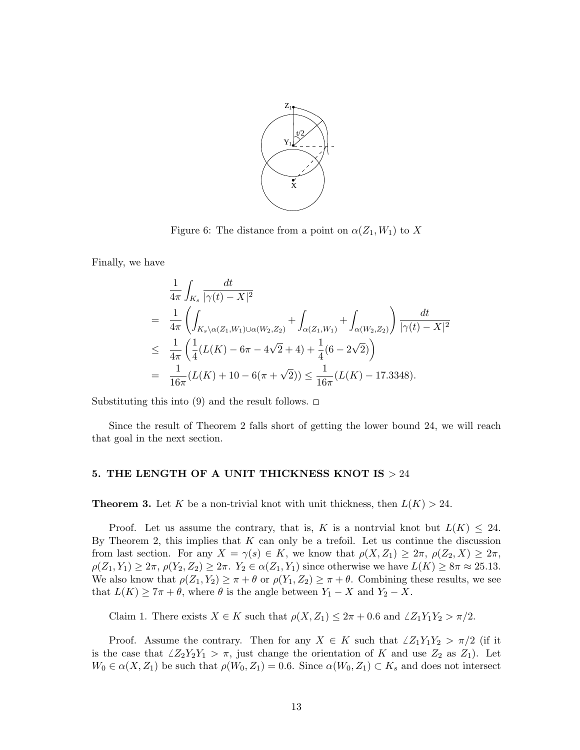Figure 6: The distance from a point on $\alpha(Z_1, W_1)$ to $X$

Finally, we have

$$
\begin{aligned}
& \frac{1}{4\pi}\int_{K_s} \frac{dt}{|\gamma(t)-X|^2} \\
= \; & \frac{1}{4\pi}\left(\int_{K_s\setminus\alpha(Z_1,W_1)\cup\alpha(W_2,Z_2)} + \int_{\alpha(Z_1,W_1)} + \int_{\alpha(W_2,Z_2)}\right)\frac{dt}{|\gamma(t)-X|^2} \\
\leq \; & \frac{1}{4\pi}\left(\frac{1}{4}(L(K)-6\pi-4\sqrt{2}+4)+\frac{1}{4}(6-2\sqrt{2})\right) \\
= \; & \frac{1}{16\pi}(L(K)+10-6(\pi+\sqrt{2})) \leq \frac{1}{16\pi}(L(K)-17.3348).
\end{aligned}
$$

Substituting this into (9) and the result follows. □

Since the result of Theorem 2 falls short of getting the lower bound 24, we will reach that goal in the next section.

## 5. THE LENGTH OF A UNIT THICKNESS KNOT IS > 24

**Theorem 3.** Let $K$ be a non-trivial knot with unit thickness, then $L(K) > 24$.

Proof. Let us assume the contrary, that is, $K$ is a nontrvial knot but $L(K) \leq 24$. By Theorem 2, this implies that $K$ can only be a trefoil. Let us continue the discussion from last section. For any $X = \gamma(s) \in K$, we know that $\rho(X, Z_1) \geq 2\pi$, $\rho(Z_2, X) \geq 2\pi$, $\rho(Z_1, Y_1) \geq 2\pi$, $\rho(Y_2, Z_2) \geq 2\pi$. $Y_2 \in \alpha(Z_1, Y_1)$ since otherwise we have $L(K) \geq 8\pi \approx 25.13$. We also know that $\rho(Z_1, Y_2) \geq \pi + \theta$ or $\rho(Y_1, Z_2) \geq \pi + \theta$. Combining these results, we see that $L(K) \geq 7\pi + \theta$, where $\theta$ is the angle between $Y_1 - X$ and $Y_2 - X$.

Claim 1. There exists $X \in K$ such that $\rho(X, Z_1) \leq 2\pi + 0.6$ and $\angle Z_1Y_1Y_2 > \pi/2$.

Proof. Assume the contrary. Then for any $X \in K$ such that $\angle Z_1Y_1Y_2 > \pi/2$ (if it is the case that $\angle Z_2Y_2Y_1 > \pi$, just change the orientation of $K$ and use $Z_2$ as $Z_1$). Let $W_0 \in \alpha(X, Z_1)$ be such that $\rho(W_0, Z_1) = 0.6$. Since $\alpha(W_0, Z_1) \subset K_s$ and does not intersect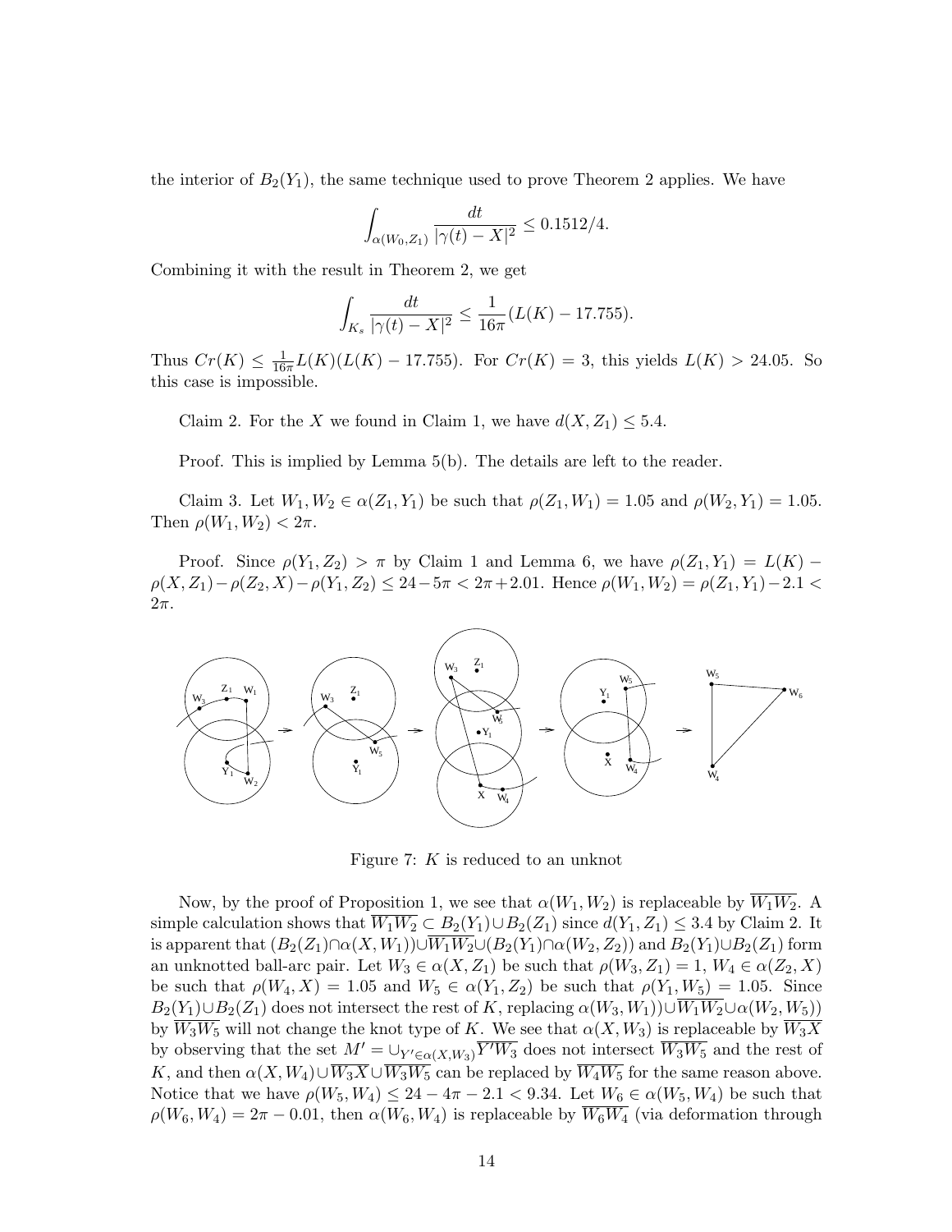the interior of $B_2(Y_1)$, the same technique used to prove Theorem 2 applies. We have

$$\int_{\alpha(W_0,Z_1)} \frac{dt}{|\gamma(t)-X|^2} \leq 0.1512/4.$$

Combining it with the result in Theorem 2, we get

$$\int_{K_s} \frac{dt}{|\gamma(t)-X|^2} \leq \frac{1}{16\pi}(L(K)-17.755).$$

Thus $Cr(K) \leq \frac{1}{16\pi}L(K)(L(K)-17.755)$. For $Cr(K)=3$, this yields $L(K) > 24.05$. So this case is impossible.

Claim 2. For the $X$ we found in Claim 1, we have $d(X,Z_1) \leq 5.4$.

Proof. This is implied by Lemma 5(b). The details are left to the reader.

Claim 3. Let $W_1, W_2 \in \alpha(Z_1, Y_1)$ be such that $\rho(Z_1, W_1) = 1.05$ and $\rho(W_2, Y_1) = 1.05$. Then $\rho(W_1, W_2) < 2\pi$.

Proof. Since $\rho(Y_1, Z_2) > \pi$ by Claim 1 and Lemma 6, we have $\rho(Z_1, Y_1) = L(K) - \rho(X, Z_1) - \rho(Z_2, X) - \rho(Y_1, Z_2) \leq 24 - 5\pi < 2\pi + 2.01$. Hence $\rho(W_1, W_2) = \rho(Z_1, Y_1) - 2.1 < 2\pi$.

Figure 7: $K$ is reduced to an unknot

Now, by the proof of Proposition 1, we see that $\alpha(W_1, W_2)$ is replaceable by $\overline{W_1W_2}$. A simple calculation shows that $\overline{W_1W_2} \subset B_2(Y_1) \cup B_2(Z_1)$ since $d(Y_1, Z_1) \leq 3.4$ by Claim 2. It is apparent that $(B_2(Z_1) \cap \alpha(X, W_1)) \cup \overline{W_1W_2} \cup (B_2(Y_1) \cap \alpha(W_2, Z_2))$ and $B_2(Y_1) \cup B_2(Z_1)$ form an unknotted ball-arc pair. Let $W_3 \in \alpha(X, Z_1)$ be such that $\rho(W_3, Z_1) = 1$, $W_4 \in \alpha(Z_2, X)$ be such that $\rho(W_4, X) = 1.05$ and $W_5 \in \alpha(Y_1, Z_2)$ be such that $\rho(Y_1, W_5) = 1.05$. Since $B_2(Y_1) \cup B_2(Z_1)$ does not intersect the rest of $K$, replacing $\alpha(W_3, W_1)) \cup \overline{W_1W_2} \cup \alpha(W_2, W_5))$ by $\overline{W_3W_5}$ will not change the knot type of $K$. We see that $\alpha(X, W_3)$ is replaceable by $\overline{W_3X}$ by observing that the set $M' = \cup_{Y' \in \alpha(X,W_3)} \overline{Y'W_3}$ does not intersect $\overline{W_3W_5}$ and the rest of $K$, and then $\alpha(X, W_4) \cup \overline{W_3X} \cup \overline{W_3W_5}$ can be replaced by $\overline{W_4W_5}$ for the same reason above. Notice that we have $\rho(W_5, W_4) \leq 24 - 4\pi - 2.1 < 9.34$. Let $W_6 \in \alpha(W_5, W_4)$ be such that $\rho(W_6, W_4) = 2\pi - 0.01$, then $\alpha(W_6, W_4)$ is replaceable by $\overline{W_6W_4}$ (via deformation through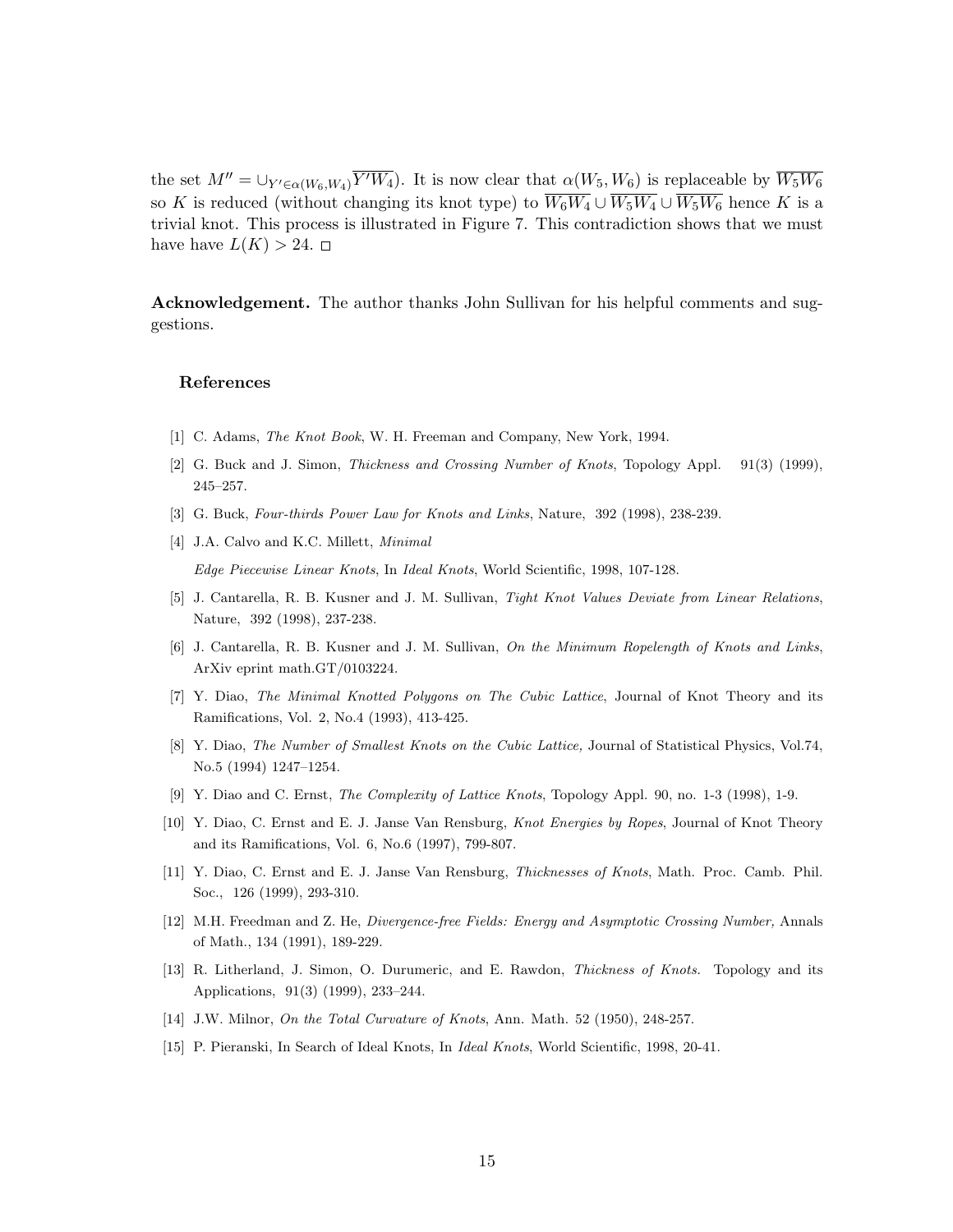the set $M'' = \cup_{Y' \in \alpha(W_6, W_4)} \overline{Y'W_4})$. It is now clear that $\alpha(W_5, W_6)$ is replaceable by $\overline{W_5W_6}$ so $K$ is reduced (without changing its knot type) to $\overline{W_6W_4} \cup \overline{W_5W_4} \cup \overline{W_5W_6}$ hence $K$ is a trivial knot. This process is illustrated in Figure 7. This contradiction shows that we must have have $L(K) > 24$. □

**Acknowledgement.** The author thanks John Sullivan for his helpful comments and suggestions.

## References

[1] C. Adams, *The Knot Book*, W. H. Freeman and Company, New York, 1994.

[2] G. Buck and J. Simon, *Thickness and Crossing Number of Knots*, Topology Appl. 91(3) (1999), 245–257.

[3] G. Buck, *Four-thirds Power Law for Knots and Links*, Nature, 392 (1998), 238-239.

[4] J.A. Calvo and K.C. Millett, *Minimal Edge Piecewise Linear Knots*, In *Ideal Knots*, World Scientific, 1998, 107-128.

[5] J. Cantarella, R. B. Kusner and J. M. Sullivan, *Tight Knot Values Deviate from Linear Relations*, Nature, 392 (1998), 237-238.

[6] J. Cantarella, R. B. Kusner and J. M. Sullivan, *On the Minimum Ropelength of Knots and Links*, ArXiv eprint math.GT/0103224.

[7] Y. Diao, *The Minimal Knotted Polygons on The Cubic Lattice*, Journal of Knot Theory and its Ramifications, Vol. 2, No.4 (1993), 413-425.

[8] Y. Diao, *The Number of Smallest Knots on the Cubic Lattice,* Journal of Statistical Physics, Vol.74, No.5 (1994) 1247–1254.

[9] Y. Diao and C. Ernst, *The Complexity of Lattice Knots*, Topology Appl. 90, no. 1-3 (1998), 1-9.

[10] Y. Diao, C. Ernst and E. J. Janse Van Rensburg, *Knot Energies by Ropes*, Journal of Knot Theory and its Ramifications, Vol. 6, No.6 (1997), 799-807.

[11] Y. Diao, C. Ernst and E. J. Janse Van Rensburg, *Thicknesses of Knots*, Math. Proc. Camb. Phil. Soc., 126 (1999), 293-310.

[12] M.H. Freedman and Z. He, *Divergence-free Fields: Energy and Asymptotic Crossing Number,* Annals of Math., 134 (1991), 189-229.

[13] R. Litherland, J. Simon, O. Durumeric, and E. Rawdon, *Thickness of Knots.* Topology and its Applications, 91(3) (1999), 233–244.

[14] J.W. Milnor, *On the Total Curvature of Knots*, Ann. Math. 52 (1950), 248-257.

[15] P. Pieranski, In Search of Ideal Knots, In *Ideal Knots*, World Scientific, 1998, 20-41.